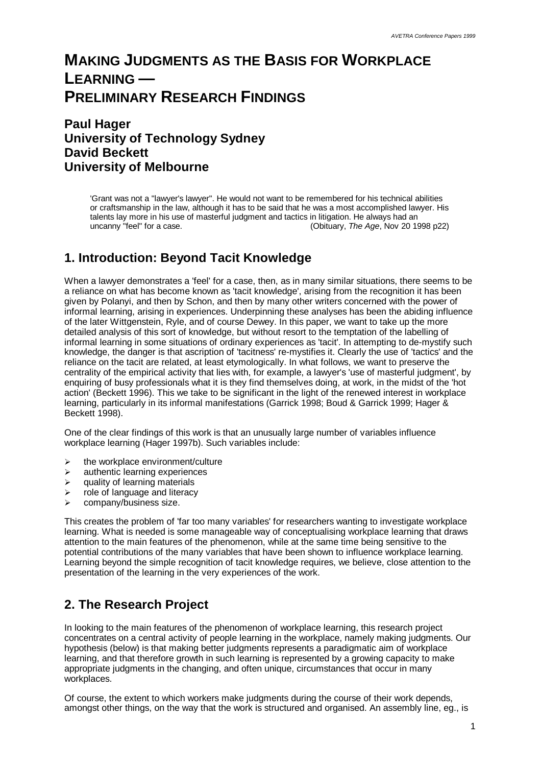# MAKING JUDGMENTS AS THE BASIS FOR WORKPLACE LEARNING — PRELIMINARY RESEARCH FINDINGS

**Paul Hager**
**University of Technology Sydney**
**David Beckett**
**University of Melbourne**

> 'Grant was not a "lawyer's lawyer". He would not want to be remembered for his technical abilities or craftsmanship in the law, although it has to be said that he was a most accomplished lawyer. His talents lay more in his use of masterful judgment and tactics in litigation. He always had an uncanny "feel" for a case. (Obituary, *The Age*, Nov 20 1998 p22)

## 1. Introduction: Beyond Tacit Knowledge

When a lawyer demonstrates a 'feel' for a case, then, as in many similar situations, there seems to be a reliance on what has become known as 'tacit knowledge', arising from the recognition it has been given by Polanyi, and then by Schon, and then by many other writers concerned with the power of informal learning, arising in experiences. Underpinning these analyses has been the abiding influence of the later Wittgenstein, Ryle, and of course Dewey. In this paper, we want to take up the more detailed analysis of this sort of knowledge, but without resort to the temptation of the labelling of informal learning in some situations of ordinary experiences as 'tacit'. In attempting to de-mystify such knowledge, the danger is that ascription of 'tacitness' re-mystifies it. Clearly the use of 'tactics' and the reliance on the tacit are related, at least etymologically. In what follows, we want to preserve the centrality of the empirical activity that lies with, for example, a lawyer's 'use of masterful judgment', by enquiring of busy professionals what it is they find themselves doing, at work, in the midst of the 'hot action' (Beckett 1996). This we take to be significant in the light of the renewed interest in workplace learning, particularly in its informal manifestations (Garrick 1998; Boud & Garrick 1999; Hager & Beckett 1998).

One of the clear findings of this work is that an unusually large number of variables influence workplace learning (Hager 1997b). Such variables include:

- the workplace environment/culture
- authentic learning experiences
- quality of learning materials
- role of language and literacy
- company/business size.

This creates the problem of 'far too many variables' for researchers wanting to investigate workplace learning. What is needed is some manageable way of conceptualising workplace learning that draws attention to the main features of the phenomenon, while at the same time being sensitive to the potential contributions of the many variables that have been shown to influence workplace learning. Learning beyond the simple recognition of tacit knowledge requires, we believe, close attention to the presentation of the learning in the very experiences of the work.

## 2. The Research Project

In looking to the main features of the phenomenon of workplace learning, this research project concentrates on a central activity of people learning in the workplace, namely making judgments. Our hypothesis (below) is that making better judgments represents a paradigmatic aim of workplace learning, and that therefore growth in such learning is represented by a growing capacity to make appropriate judgments in the changing, and often unique, circumstances that occur in many workplaces.

Of course, the extent to which workers make judgments during the course of their work depends, amongst other things, on the way that the work is structured and organised. An assembly line, eg., is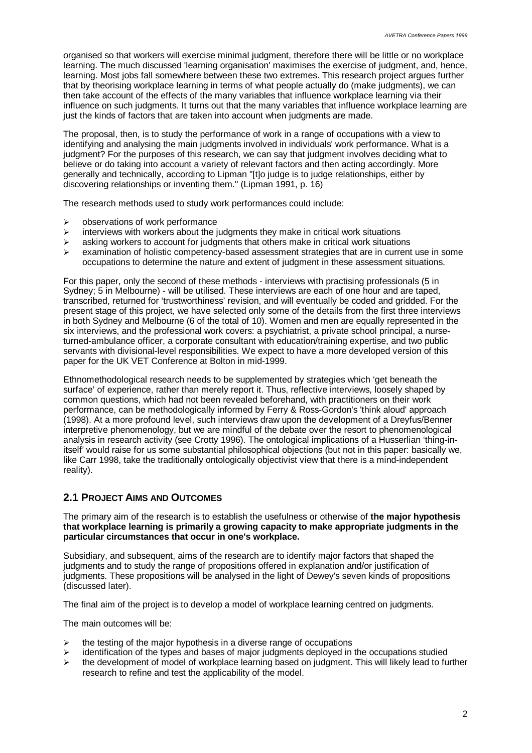organised so that workers will exercise minimal judgment, therefore there will be little or no workplace learning. The much discussed 'learning organisation' maximises the exercise of judgment, and, hence, learning. Most jobs fall somewhere between these two extremes. This research project argues further that by theorising workplace learning in terms of what people actually do (make judgments), we can then take account of the effects of the many variables that influence workplace learning via their influence on such judgments. It turns out that the many variables that influence workplace learning are just the kinds of factors that are taken into account when judgments are made.

The proposal, then, is to study the performance of work in a range of occupations with a view to identifying and analysing the main judgments involved in individuals' work performance. What is a judgment? For the purposes of this research, we can say that judgment involves deciding what to believe or do taking into account a variety of relevant factors and then acting accordingly. More generally and technically, according to Lipman "[t]o judge is to judge relationships, either by discovering relationships or inventing them." (Lipman 1991, p. 16)

The research methods used to study work performances could include:

- observations of work performance
- interviews with workers about the judgments they make in critical work situations
- asking workers to account for judgments that others make in critical work situations
- examination of holistic competency-based assessment strategies that are in current use in some occupations to determine the nature and extent of judgment in these assessment situations.

For this paper, only the second of these methods - interviews with practising professionals (5 in Sydney; 5 in Melbourne) - will be utilised. These interviews are each of one hour and are taped, transcribed, returned for 'trustworthiness' revision, and will eventually be coded and gridded. For the present stage of this project, we have selected only some of the details from the first three interviews in both Sydney and Melbourne (6 of the total of 10). Women and men are equally represented in the six interviews, and the professional work covers: a psychiatrist, a private school principal, a nurse-turned-ambulance officer, a corporate consultant with education/training expertise, and two public servants with divisional-level responsibilities. We expect to have a more developed version of this paper for the UK VET Conference at Bolton in mid-1999.

Ethnomethodological research needs to be supplemented by strategies which 'get beneath the surface' of experience, rather than merely report it. Thus, reflective interviews, loosely shaped by common questions, which had not been revealed beforehand, with practitioners on their work performance, can be methodologically informed by Ferry & Ross-Gordon's 'think aloud' approach (1998). At a more profound level, such interviews draw upon the development of a Dreyfus/Benner interpretive phenomenology, but we are mindful of the debate over the resort to phenomenological analysis in research activity (see Crotty 1996). The ontological implications of a Husserlian 'thing-in-itself' would raise for us some substantial philosophical objections (but not in this paper: basically we, like Carr 1998, take the traditionally ontologically objectivist view that there is a mind-independent reality).

## 2.1 Project Aims and Outcomes

The primary aim of the research is to establish the usefulness or otherwise of **the major hypothesis that workplace learning is primarily a growing capacity to make appropriate judgments in the particular circumstances that occur in one's workplace.**

Subsidiary, and subsequent, aims of the research are to identify major factors that shaped the judgments and to study the range of propositions offered in explanation and/or justification of judgments. These propositions will be analysed in the light of Dewey's seven kinds of propositions (discussed later).

The final aim of the project is to develop a model of workplace learning centred on judgments.

The main outcomes will be:

- the testing of the major hypothesis in a diverse range of occupations
- identification of the types and bases of major judgments deployed in the occupations studied
- the development of model of workplace learning based on judgment. This will likely lead to further research to refine and test the applicability of the model.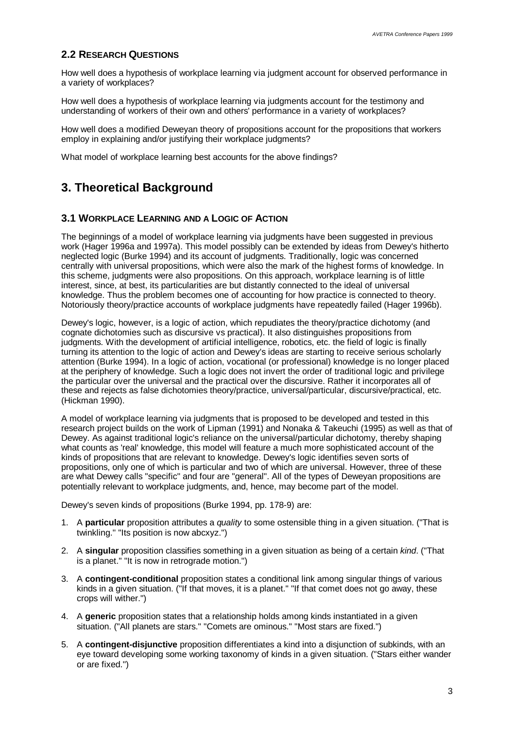### 2.2 Research Questions

How well does a hypothesis of workplace learning via judgment account for observed performance in a variety of workplaces?

How well does a hypothesis of workplace learning via judgments account for the testimony and understanding of workers of their own and others' performance in a variety of workplaces?

How well does a modified Deweyan theory of propositions account for the propositions that workers employ in explaining and/or justifying their workplace judgments?

What model of workplace learning best accounts for the above findings?

## 3. Theoretical Background

### 3.1 Workplace Learning and a Logic of Action

The beginnings of a model of workplace learning via judgments have been suggested in previous work (Hager 1996a and 1997a). This model possibly can be extended by ideas from Dewey's hitherto neglected logic (Burke 1994) and its account of judgments. Traditionally, logic was concerned centrally with universal propositions, which were also the mark of the highest forms of knowledge. In this scheme, judgments were also propositions. On this approach, workplace learning is of little interest, since, at best, its particularities are but distantly connected to the ideal of universal knowledge. Thus the problem becomes one of accounting for how practice is connected to theory. Notoriously theory/practice accounts of workplace judgments have repeatedly failed (Hager 1996b).

Dewey's logic, however, is a logic of action, which repudiates the theory/practice dichotomy (and cognate dichotomies such as discursive vs practical). It also distinguishes propositions from judgments. With the development of artificial intelligence, robotics, etc. the field of logic is finally turning its attention to the logic of action and Dewey's ideas are starting to receive serious scholarly attention (Burke 1994). In a logic of action, vocational (or professional) knowledge is no longer placed at the periphery of knowledge. Such a logic does not invert the order of traditional logic and privilege the particular over the universal and the practical over the discursive. Rather it incorporates all of these and rejects as false dichotomies theory/practice, universal/particular, discursive/practical, etc. (Hickman 1990).

A model of workplace learning via judgments that is proposed to be developed and tested in this research project builds on the work of Lipman (1991) and Nonaka & Takeuchi (1995) as well as that of Dewey. As against traditional logic's reliance on the universal/particular dichotomy, thereby shaping what counts as 'real' knowledge, this model will feature a much more sophisticated account of the kinds of propositions that are relevant to knowledge. Dewey's logic identifies seven sorts of propositions, only one of which is particular and two of which are universal. However, three of these are what Dewey calls "specific" and four are "general". All of the types of Deweyan propositions are potentially relevant to workplace judgments, and, hence, may become part of the model.

Dewey's seven kinds of propositions (Burke 1994, pp. 178-9) are:

1. A **particular** proposition attributes a *quality* to some ostensible thing in a given situation. ("That is twinkling." "Its position is now abcxyz.")
2. A **singular** proposition classifies something in a given situation as being of a certain *kind*. ("That is a planet." "It is now in retrograde motion.")
3. A **contingent-conditional** proposition states a conditional link among singular things of various kinds in a given situation. ("If that moves, it is a planet." "If that comet does not go away, these crops will wither.")
4. A **generic** proposition states that a relationship holds among kinds instantiated in a given situation. ("All planets are stars." "Comets are ominous." "Most stars are fixed.")
5. A **contingent-disjunctive** proposition differentiates a kind into a disjunction of subkinds, with an eye toward developing some working taxonomy of kinds in a given situation. ("Stars either wander or are fixed.")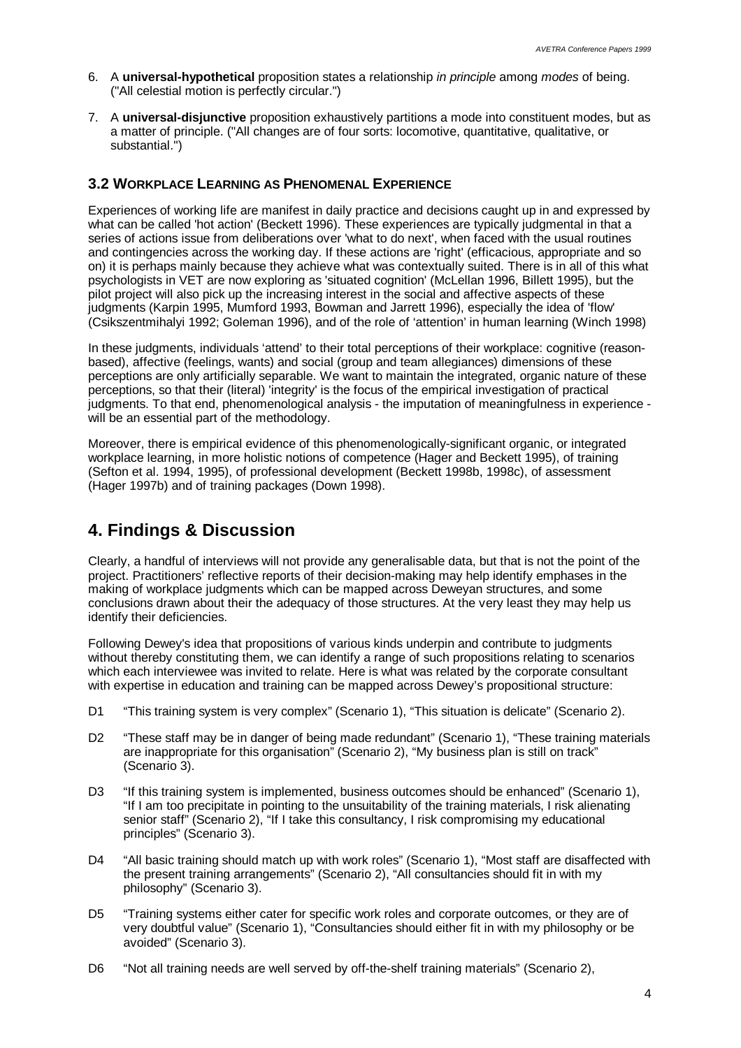6. A **universal-hypothetical** proposition states a relationship *in principle* among *modes* of being. ("All celestial motion is perfectly circular.")

7. A **universal-disjunctive** proposition exhaustively partitions a mode into constituent modes, but as a matter of principle. ("All changes are of four sorts: locomotive, quantitative, qualitative, or substantial.")

### 3.2 Workplace Learning as Phenomenal Experience

Experiences of working life are manifest in daily practice and decisions caught up in and expressed by what can be called 'hot action' (Beckett 1996). These experiences are typically judgmental in that a series of actions issue from deliberations over 'what to do next', when faced with the usual routines and contingencies across the working day. If these actions are 'right' (efficacious, appropriate and so on) it is perhaps mainly because they achieve what was contextually suited. There is in all of this what psychologists in VET are now exploring as 'situated cognition' (McLellan 1996, Billett 1995), but the pilot project will also pick up the increasing interest in the social and affective aspects of these judgments (Karpin 1995, Mumford 1993, Bowman and Jarrett 1996), especially the idea of 'flow' (Csikszentmihalyi 1992; Goleman 1996), and of the role of 'attention' in human learning (Winch 1998)

In these judgments, individuals 'attend' to their total perceptions of their workplace: cognitive (reason-based), affective (feelings, wants) and social (group and team allegiances) dimensions of these perceptions are only artificially separable. We want to maintain the integrated, organic nature of these perceptions, so that their (literal) 'integrity' is the focus of the empirical investigation of practical judgments. To that end, phenomenological analysis - the imputation of meaningfulness in experience - will be an essential part of the methodology.

Moreover, there is empirical evidence of this phenomenologically-significant organic, or integrated workplace learning, in more holistic notions of competence (Hager and Beckett 1995), of training (Sefton et al. 1994, 1995), of professional development (Beckett 1998b, 1998c), of assessment (Hager 1997b) and of training packages (Down 1998).

## 4. Findings & Discussion

Clearly, a handful of interviews will not provide any generalisable data, but that is not the point of the project. Practitioners' reflective reports of their decision-making may help identify emphases in the making of workplace judgments which can be mapped across Deweyan structures, and some conclusions drawn about their the adequacy of those structures. At the very least they may help us identify their deficiencies.

Following Dewey's idea that propositions of various kinds underpin and contribute to judgments without thereby constituting them, we can identify a range of such propositions relating to scenarios which each interviewee was invited to relate. Here is what was related by the corporate consultant with expertise in education and training can be mapped across Dewey's propositional structure:

D1 "This training system is very complex" (Scenario 1), "This situation is delicate" (Scenario 2).

D2 "These staff may be in danger of being made redundant" (Scenario 1), "These training materials are inappropriate for this organisation" (Scenario 2), "My business plan is still on track" (Scenario 3).

D3 "If this training system is implemented, business outcomes should be enhanced" (Scenario 1), "If I am too precipitate in pointing to the unsuitability of the training materials, I risk alienating senior staff" (Scenario 2), "If I take this consultancy, I risk compromising my educational principles" (Scenario 3).

D4 "All basic training should match up with work roles" (Scenario 1), "Most staff are disaffected with the present training arrangements" (Scenario 2), "All consultancies should fit in with my philosophy" (Scenario 3).

D5 "Training systems either cater for specific work roles and corporate outcomes, or they are of very doubtful value" (Scenario 1), "Consultancies should either fit in with my philosophy or be avoided" (Scenario 3).

D6 "Not all training needs are well served by off-the-shelf training materials" (Scenario 2),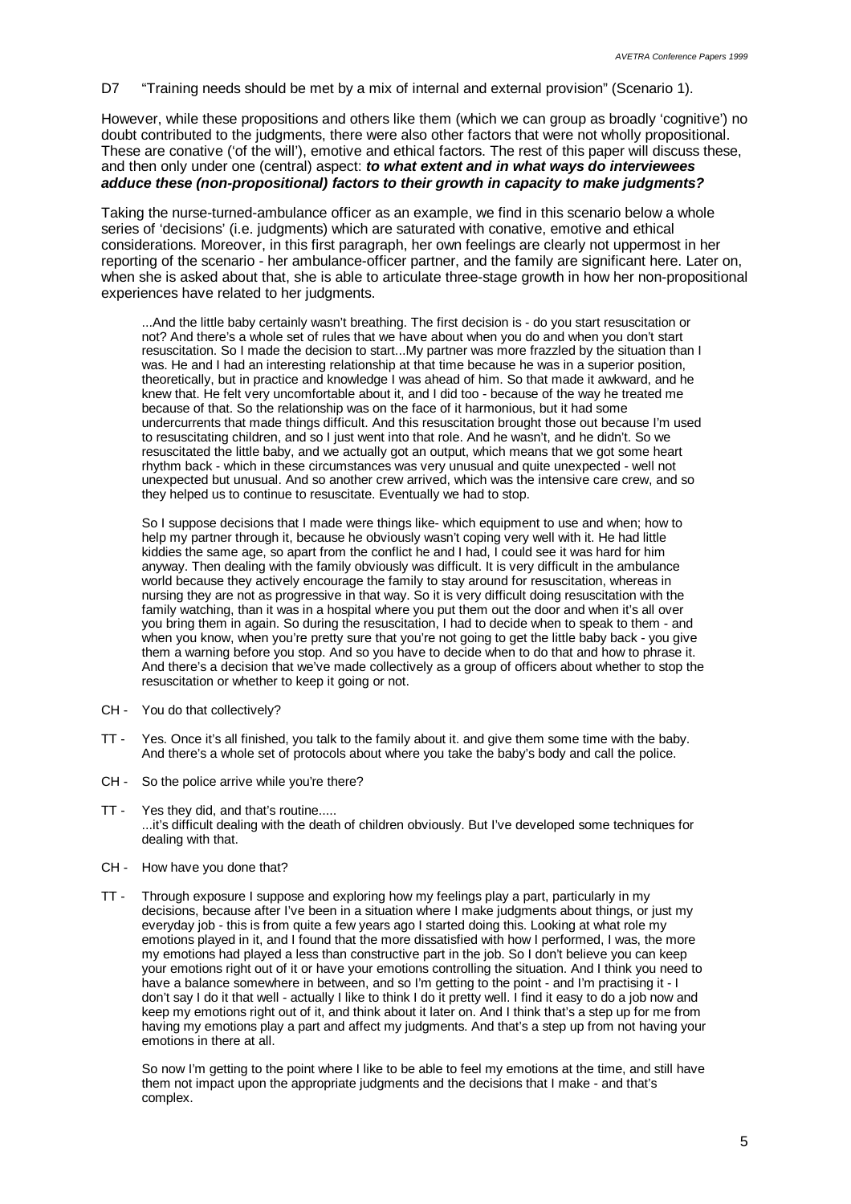D7 "Training needs should be met by a mix of internal and external provision" (Scenario 1).

However, while these propositions and others like them (which we can group as broadly 'cognitive') no doubt contributed to the judgments, there were also other factors that were not wholly propositional. These are conative ('of the will'), emotive and ethical factors. The rest of this paper will discuss these, and then only under one (central) aspect: ***to what extent and in what ways do interviewees adduce these (non-propositional) factors to their growth in capacity to make judgments?***

Taking the nurse-turned-ambulance officer as an example, we find in this scenario below a whole series of 'decisions' (i.e. judgments) which are saturated with conative, emotive and ethical considerations. Moreover, in this first paragraph, her own feelings are clearly not uppermost in her reporting of the scenario - her ambulance-officer partner, and the family are significant here. Later on, when she is asked about that, she is able to articulate three-stage growth in how her non-propositional experiences have related to her judgments.

> ...And the little baby certainly wasn't breathing. The first decision is - do you start resuscitation or not? And there's a whole set of rules that we have about when you do and when you don't start resuscitation. So I made the decision to start...My partner was more frazzled by the situation than I was. He and I had an interesting relationship at that time because he was in a superior position, theoretically, but in practice and knowledge I was ahead of him. So that made it awkward, and he knew that. He felt very uncomfortable about it, and I did too - because of the way he treated me because of that. So the relationship was on the face of it harmonious, but it had some undercurrents that made things difficult. And this resuscitation brought those out because I'm used to resuscitating children, and so I just went into that role. And he wasn't, and he didn't. So we resuscitated the little baby, and we actually got an output, which means that we got some heart rhythm back - which in these circumstances was very unusual and quite unexpected - well not unexpected but unusual. And so another crew arrived, which was the intensive care crew, and so they helped us to continue to resuscitate. Eventually we had to stop.
>
> So I suppose decisions that I made were things like- which equipment to use and when; how to help my partner through it, because he obviously wasn't coping very well with it. He had little kiddies the same age, so apart from the conflict he and I had, I could see it was hard for him anyway. Then dealing with the family obviously was difficult. It is very difficult in the ambulance world because they actively encourage the family to stay around for resuscitation, whereas in nursing they are not as progressive in that way. So it is very difficult doing resuscitation with the family watching, than it was in a hospital where you put them out the door and when it's all over you bring them in again. So during the resuscitation, I had to decide when to speak to them - and when you know, when you're pretty sure that you're not going to get the little baby back - you give them a warning before you stop. And so you have to decide when to do that and how to phrase it. And there's a decision that we've made collectively as a group of officers about whether to stop the resuscitation or whether to keep it going or not.

CH - You do that collectively?

TT - Yes. Once it's all finished, you talk to the family about it. and give them some time with the baby. And there's a whole set of protocols about where you take the baby's body and call the police.

CH - So the police arrive while you're there?

TT - Yes they did, and that's routine.....
...it's difficult dealing with the death of children obviously. But I've developed some techniques for dealing with that.

CH - How have you done that?

TT - Through exposure I suppose and exploring how my feelings play a part, particularly in my decisions, because after I've been in a situation where I make judgments about things, or just my everyday job - this is from quite a few years ago I started doing this. Looking at what role my emotions played in it, and I found that the more dissatisfied with how I performed, I was, the more my emotions had played a less than constructive part in the job. So I don't believe you can keep your emotions right out of it or have your emotions controlling the situation. And I think you need to have a balance somewhere in between, and so I'm getting to the point - and I'm practising it - I don't say I do it that well - actually I like to think I do it pretty well. I find it easy to do a job now and keep my emotions right out of it, and think about it later on. And I think that's a step up for me from having my emotions play a part and affect my judgments. And that's a step up from not having your emotions in there at all.

> So now I'm getting to the point where I like to be able to feel my emotions at the time, and still have them not impact upon the appropriate judgments and the decisions that I make - and that's complex.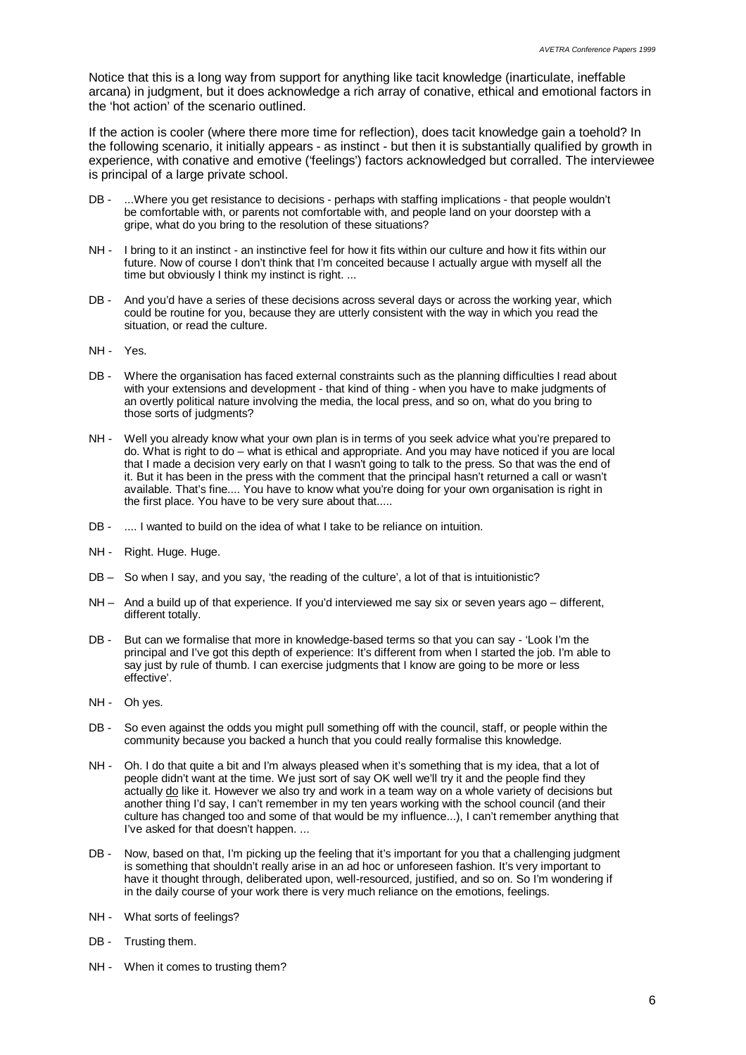Notice that this is a long way from support for anything like tacit knowledge (inarticulate, ineffable arcana) in judgment, but it does acknowledge a rich array of conative, ethical and emotional factors in the 'hot action' of the scenario outlined.

If the action is cooler (where there more time for reflection), does tacit knowledge gain a toehold? In the following scenario, it initially appears - as instinct - but then it is substantially qualified by growth in experience, with conative and emotive ('feelings') factors acknowledged but corralled. The interviewee is principal of a large private school.

DB - ...Where you get resistance to decisions - perhaps with staffing implications - that people wouldn't be comfortable with, or parents not comfortable with, and people land on your doorstep with a gripe, what do you bring to the resolution of these situations?

NH - I bring to it an instinct - an instinctive feel for how it fits within our culture and how it fits within our future. Now of course I don't think that I'm conceited because I actually argue with myself all the time but obviously I think my instinct is right. ...

DB - And you'd have a series of these decisions across several days or across the working year, which could be routine for you, because they are utterly consistent with the way in which you read the situation, or read the culture.

NH - Yes.

DB - Where the organisation has faced external constraints such as the planning difficulties I read about with your extensions and development - that kind of thing - when you have to make judgments of an overtly political nature involving the media, the local press, and so on, what do you bring to those sorts of judgments?

NH - Well you already know what your own plan is in terms of you seek advice what you're prepared to do. What is right to do – what is ethical and appropriate. And you may have noticed if you are local that I made a decision very early on that I wasn't going to talk to the press. So that was the end of it. But it has been in the press with the comment that the principal hasn't returned a call or wasn't available. That's fine.... You have to know what you're doing for your own organisation is right in the first place. You have to be very sure about that.....

DB - .... I wanted to build on the idea of what I take to be reliance on intuition.

NH - Right. Huge. Huge.

DB – So when I say, and you say, 'the reading of the culture', a lot of that is intuitionistic?

NH – And a build up of that experience. If you'd interviewed me say six or seven years ago – different, different totally.

DB - But can we formalise that more in knowledge-based terms so that you can say - 'Look I'm the principal and I've got this depth of experience: It's different from when I started the job. I'm able to say just by rule of thumb. I can exercise judgments that I know are going to be more or less effective'.

NH - Oh yes.

DB - So even against the odds you might pull something off with the council, staff, or people within the community because you backed a hunch that you could really formalise this knowledge.

NH - Oh. I do that quite a bit and I'm always pleased when it's something that is my idea, that a lot of people didn't want at the time. We just sort of say OK well we'll try it and the people find they actually <u>do</u> like it. However we also try and work in a team way on a whole variety of decisions but another thing I'd say, I can't remember in my ten years working with the school council (and their culture has changed too and some of that would be my influence...), I can't remember anything that I've asked for that doesn't happen. ...

DB - Now, based on that, I'm picking up the feeling that it's important for you that a challenging judgment is something that shouldn't really arise in an ad hoc or unforeseen fashion. It's very important to have it thought through, deliberated upon, well-resourced, justified, and so on. So I'm wondering if in the daily course of your work there is very much reliance on the emotions, feelings.

NH - What sorts of feelings?

DB - Trusting them.

NH - When it comes to trusting them?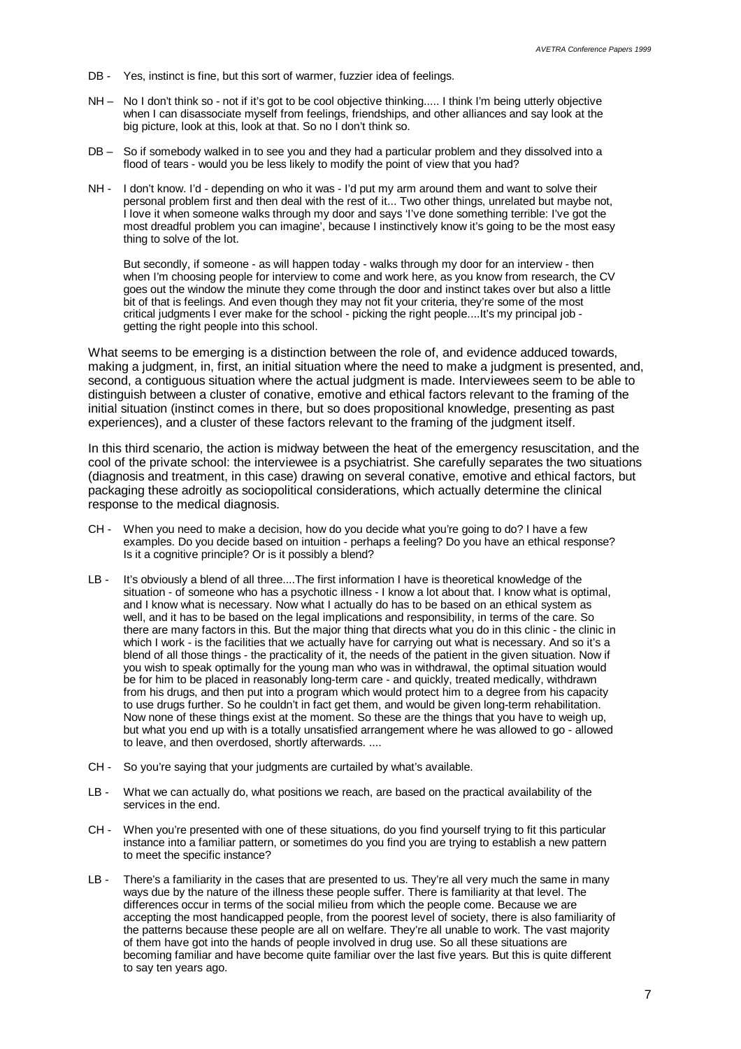DB - Yes, instinct is fine, but this sort of warmer, fuzzier idea of feelings.

NH – No I don't think so - not if it's got to be cool objective thinking..... I think I'm being utterly objective when I can disassociate myself from feelings, friendships, and other alliances and say look at the big picture, look at this, look at that. So no I don't think so.

DB – So if somebody walked in to see you and they had a particular problem and they dissolved into a flood of tears - would you be less likely to modify the point of view that you had?

NH - I don't know. I'd - depending on who it was - I'd put my arm around them and want to solve their personal problem first and then deal with the rest of it... Two other things, unrelated but maybe not, I love it when someone walks through my door and says 'I've done something terrible: I've got the most dreadful problem you can imagine', because I instinctively know it's going to be the most easy thing to solve of the lot.

But secondly, if someone - as will happen today - walks through my door for an interview - then when I'm choosing people for interview to come and work here, as you know from research, the CV goes out the window the minute they come through the door and instinct takes over but also a little bit of that is feelings. And even though they may not fit your criteria, they're some of the most critical judgments I ever make for the school - picking the right people....It's my principal job - getting the right people into this school.

What seems to be emerging is a distinction between the role of, and evidence adduced towards, making a judgment, in, first, an initial situation where the need to make a judgment is presented, and, second, a contiguous situation where the actual judgment is made. Interviewees seem to be able to distinguish between a cluster of conative, emotive and ethical factors relevant to the framing of the initial situation (instinct comes in there, but so does propositional knowledge, presenting as past experiences), and a cluster of these factors relevant to the framing of the judgment itself.

In this third scenario, the action is midway between the heat of the emergency resuscitation, and the cool of the private school: the interviewee is a psychiatrist. She carefully separates the two situations (diagnosis and treatment, in this case) drawing on several conative, emotive and ethical factors, but packaging these adroitly as sociopolitical considerations, which actually determine the clinical response to the medical diagnosis.

CH - When you need to make a decision, how do you decide what you're going to do? I have a few examples. Do you decide based on intuition - perhaps a feeling? Do you have an ethical response? Is it a cognitive principle? Or is it possibly a blend?

LB - It's obviously a blend of all three....The first information I have is theoretical knowledge of the situation - of someone who has a psychotic illness - I know a lot about that. I know what is optimal, and I know what is necessary. Now what I actually do has to be based on an ethical system as well, and it has to be based on the legal implications and responsibility, in terms of the care. So there are many factors in this. But the major thing that directs what you do in this clinic - the clinic in which I work - is the facilities that we actually have for carrying out what is necessary. And so it's a blend of all those things - the practicality of it, the needs of the patient in the given situation. Now if you wish to speak optimally for the young man who was in withdrawal, the optimal situation would be for him to be placed in reasonably long-term care - and quickly, treated medically, withdrawn from his drugs, and then put into a program which would protect him to a degree from his capacity to use drugs further. So he couldn't in fact get them, and would be given long-term rehabilitation. Now none of these things exist at the moment. So these are the things that you have to weigh up, but what you end up with is a totally unsatisfied arrangement where he was allowed to go - allowed to leave, and then overdosed, shortly afterwards. ....

CH - So you're saying that your judgments are curtailed by what's available.

LB - What we can actually do, what positions we reach, are based on the practical availability of the services in the end.

CH - When you're presented with one of these situations, do you find yourself trying to fit this particular instance into a familiar pattern, or sometimes do you find you are trying to establish a new pattern to meet the specific instance?

LB - There's a familiarity in the cases that are presented to us. They're all very much the same in many ways due by the nature of the illness these people suffer. There is familiarity at that level. The differences occur in terms of the social milieu from which the people come. Because we are accepting the most handicapped people, from the poorest level of society, there is also familiarity of the patterns because these people are all on welfare. They're all unable to work. The vast majority of them have got into the hands of people involved in drug use. So all these situations are becoming familiar and have become quite familiar over the last five years. But this is quite different to say ten years ago.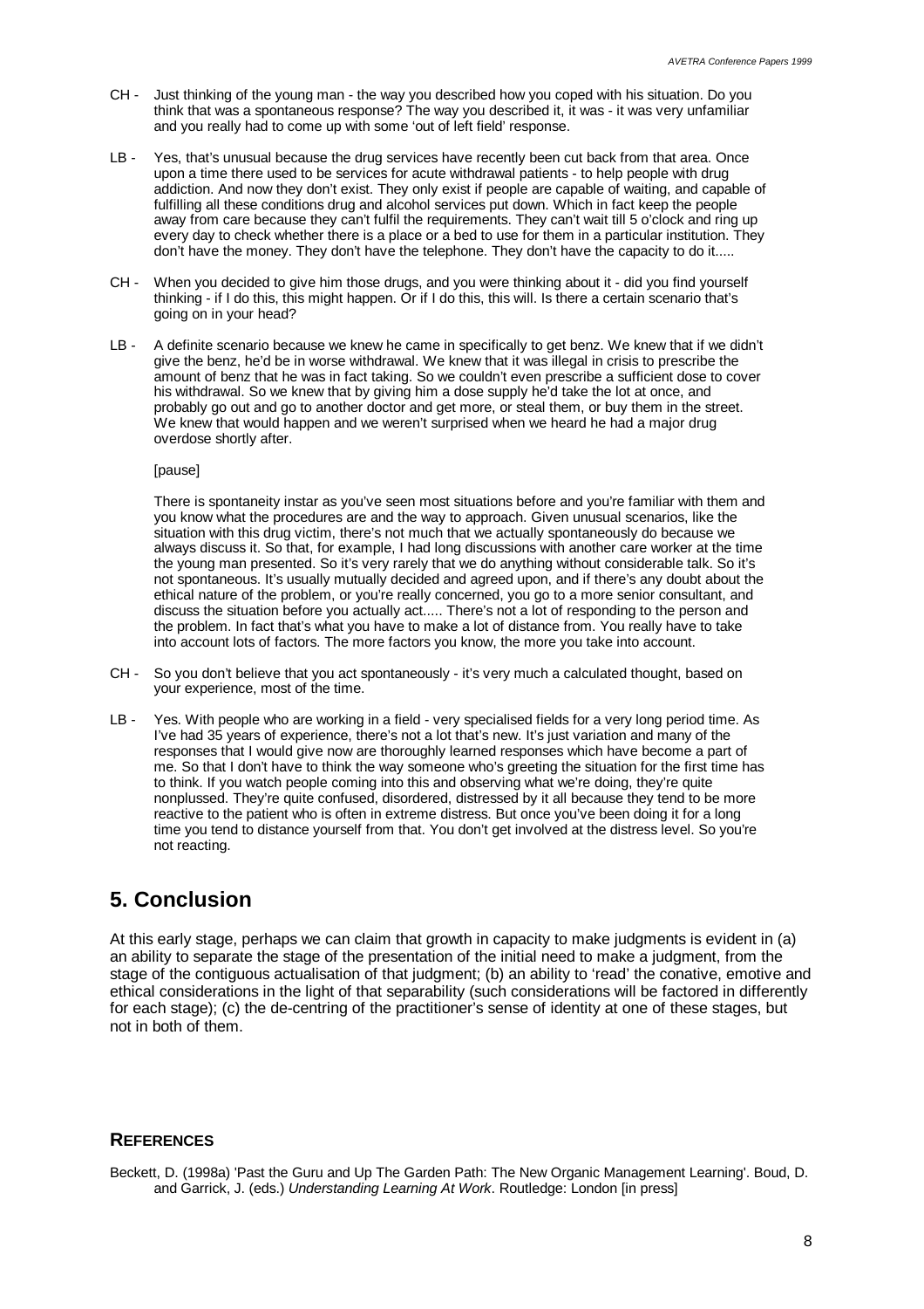CH - Just thinking of the young man - the way you described how you coped with his situation. Do you think that was a spontaneous response? The way you described it, it was - it was very unfamiliar and you really had to come up with some 'out of left field' response.

LB - Yes, that's unusual because the drug services have recently been cut back from that area. Once upon a time there used to be services for acute withdrawal patients - to help people with drug addiction. And now they don't exist. They only exist if people are capable of waiting, and capable of fulfilling all these conditions drug and alcohol services put down. Which in fact keep the people away from care because they can't fulfil the requirements. They can't wait till 5 o'clock and ring up every day to check whether there is a place or a bed to use for them in a particular institution. They don't have the money. They don't have the telephone. They don't have the capacity to do it.....

CH - When you decided to give him those drugs, and you were thinking about it - did you find yourself thinking - if I do this, this might happen. Or if I do this, this will. Is there a certain scenario that's going on in your head?

LB - A definite scenario because we knew he came in specifically to get benz. We knew that if we didn't give the benz, he'd be in worse withdrawal. We knew that it was illegal in crisis to prescribe the amount of benz that he was in fact taking. So we couldn't even prescribe a sufficient dose to cover his withdrawal. So we knew that by giving him a dose supply he'd take the lot at once, and probably go out and go to another doctor and get more, or steal them, or buy them in the street. We knew that would happen and we weren't surprised when we heard he had a major drug overdose shortly after.

[pause]

There is spontaneity instar as you've seen most situations before and you're familiar with them and you know what the procedures are and the way to approach. Given unusual scenarios, like the situation with this drug victim, there's not much that we actually spontaneously do because we always discuss it. So that, for example, I had long discussions with another care worker at the time the young man presented. So it's very rarely that we do anything without considerable talk. So it's not spontaneous. It's usually mutually decided and agreed upon, and if there's any doubt about the ethical nature of the problem, or you're really concerned, you go to a more senior consultant, and discuss the situation before you actually act..... There's not a lot of responding to the person and the problem. In fact that's what you have to make a lot of distance from. You really have to take into account lots of factors. The more factors you know, the more you take into account.

CH - So you don't believe that you act spontaneously - it's very much a calculated thought, based on your experience, most of the time.

LB - Yes. With people who are working in a field - very specialised fields for a very long period time. As I've had 35 years of experience, there's not a lot that's new. It's just variation and many of the responses that I would give now are thoroughly learned responses which have become a part of me. So that I don't have to think the way someone who's greeting the situation for the first time has to think. If you watch people coming into this and observing what we're doing, they're quite nonplussed. They're quite confused, disordered, distressed by it all because they tend to be more reactive to the patient who is often in extreme distress. But once you've been doing it for a long time you tend to distance yourself from that. You don't get involved at the distress level. So you're not reacting.

## 5. Conclusion

At this early stage, perhaps we can claim that growth in capacity to make judgments is evident in (a) an ability to separate the stage of the presentation of the initial need to make a judgment, from the stage of the contiguous actualisation of that judgment; (b) an ability to 'read' the conative, emotive and ethical considerations in the light of that separability (such considerations will be factored in differently for each stage); (c) the de-centring of the practitioner's sense of identity at one of these stages, but not in both of them.

### REFERENCES

Beckett, D. (1998a) 'Past the Guru and Up The Garden Path: The New Organic Management Learning'. Boud, D. and Garrick, J. (eds.) *Understanding Learning At Work*. Routledge: London [in press]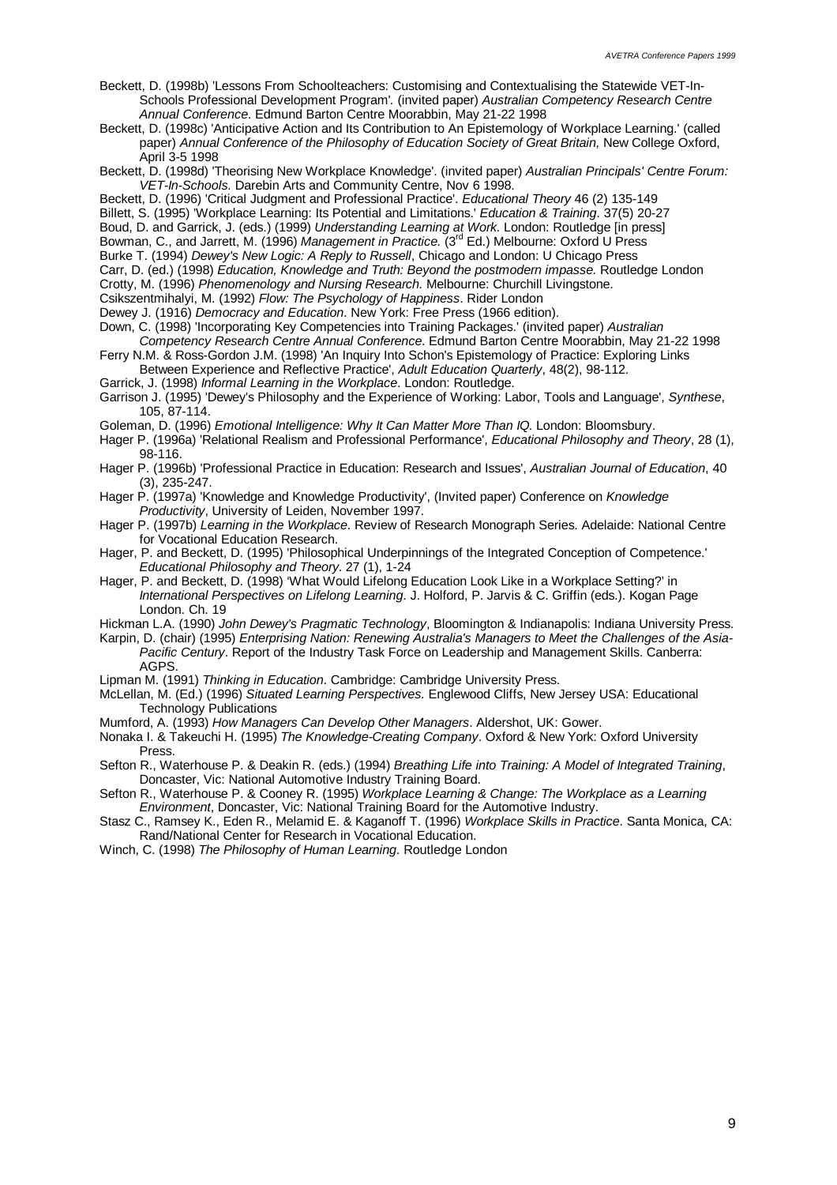Beckett, D. (1998b) 'Lessons From Schoolteachers: Customising and Contextualising the Statewide VET-In-Schools Professional Development Program'. (invited paper) *Australian Competency Research Centre Annual Conference*. Edmund Barton Centre Moorabbin, May 21-22 1998

Beckett, D. (1998c) 'Anticipative Action and Its Contribution to An Epistemology of Workplace Learning.' (called paper) *Annual Conference of the Philosophy of Education Society of Great Britain,* New College Oxford, April 3-5 1998

Beckett, D. (1998d) 'Theorising New Workplace Knowledge'. (invited paper) *Australian Principals' Centre Forum: VET-In-Schools.* Darebin Arts and Community Centre, Nov 6 1998.

Beckett, D. (1996) 'Critical Judgment and Professional Practice'. *Educational Theory* 46 (2) 135-149

Billett, S. (1995) 'Workplace Learning: Its Potential and Limitations.' *Education & Training*. 37(5) 20-27

Boud, D. and Garrick, J. (eds.) (1999) *Understanding Learning at Work.* London: Routledge [in press]

Bowman, C., and Jarrett, M. (1996) *Management in Practice.* (3rd Ed.) Melbourne: Oxford U Press

Burke T. (1994) *Dewey's New Logic: A Reply to Russell*, Chicago and London: U Chicago Press

Carr, D. (ed.) (1998) *Education, Knowledge and Truth: Beyond the postmodern impasse.* Routledge London

Crotty, M. (1996) *Phenomenology and Nursing Research.* Melbourne: Churchill Livingstone.

Csikszentmihalyi, M. (1992) *Flow: The Psychology of Happiness*. Rider London

Dewey J. (1916) *Democracy and Education*. New York: Free Press (1966 edition).

Down, C. (1998) 'Incorporating Key Competencies into Training Packages.' (invited paper) *Australian Competency Research Centre Annual Conference*. Edmund Barton Centre Moorabbin, May 21-22 1998

Ferry N.M. & Ross-Gordon J.M. (1998) 'An Inquiry Into Schon's Epistemology of Practice: Exploring Links Between Experience and Reflective Practice', *Adult Education Quarterly*, 48(2), 98-112.

Garrick, J. (1998) *Informal Learning in the Workplace*. London: Routledge.

Garrison J. (1995) 'Dewey's Philosophy and the Experience of Working: Labor, Tools and Language', *Synthese*, 105, 87-114.

Goleman, D. (1996) *Emotional Intelligence: Why It Can Matter More Than IQ.* London: Bloomsbury.

Hager P. (1996a) 'Relational Realism and Professional Performance', *Educational Philosophy and Theory*, 28 (1), 98-116.

Hager P. (1996b) 'Professional Practice in Education: Research and Issues', *Australian Journal of Education*, 40 (3), 235-247.

Hager P. (1997a) 'Knowledge and Knowledge Productivity', (Invited paper) Conference on *Knowledge Productivity*, University of Leiden, November 1997.

Hager P. (1997b) *Learning in the Workplace*. Review of Research Monograph Series. Adelaide: National Centre for Vocational Education Research.

Hager, P. and Beckett, D. (1995) 'Philosophical Underpinnings of the Integrated Conception of Competence.' *Educational Philosophy and Theory.* 27 (1), 1-24

Hager, P. and Beckett, D. (1998) 'What Would Lifelong Education Look Like in a Workplace Setting?' in *International Perspectives on Lifelong Learning*. J. Holford, P. Jarvis & C. Griffin (eds.). Kogan Page London. Ch. 19

Hickman L.A. (1990) *John Dewey's Pragmatic Technology*, Bloomington & Indianapolis: Indiana University Press.

Karpin, D. (chair) (1995) *Enterprising Nation: Renewing Australia's Managers to Meet the Challenges of the Asia-Pacific Century*. Report of the Industry Task Force on Leadership and Management Skills. Canberra: AGPS.

Lipman M. (1991) *Thinking in Education*. Cambridge: Cambridge University Press.

McLellan, M. (Ed.) (1996) *Situated Learning Perspectives.* Englewood Cliffs, New Jersey USA: Educational Technology Publications

Mumford, A. (1993) *How Managers Can Develop Other Managers*. Aldershot, UK: Gower.

Nonaka I. & Takeuchi H. (1995) *The Knowledge-Creating Company*. Oxford & New York: Oxford University Press.

Sefton R., Waterhouse P. & Deakin R. (eds.) (1994) *Breathing Life into Training: A Model of Integrated Training*, Doncaster, Vic: National Automotive Industry Training Board.

Sefton R., Waterhouse P. & Cooney R. (1995) *Workplace Learning & Change: The Workplace as a Learning Environment*, Doncaster, Vic: National Training Board for the Automotive Industry.

Stasz C., Ramsey K., Eden R., Melamid E. & Kaganoff T. (1996) *Workplace Skills in Practice*. Santa Monica, CA: Rand/National Center for Research in Vocational Education.

Winch, C. (1998) *The Philosophy of Human Learning*. Routledge London